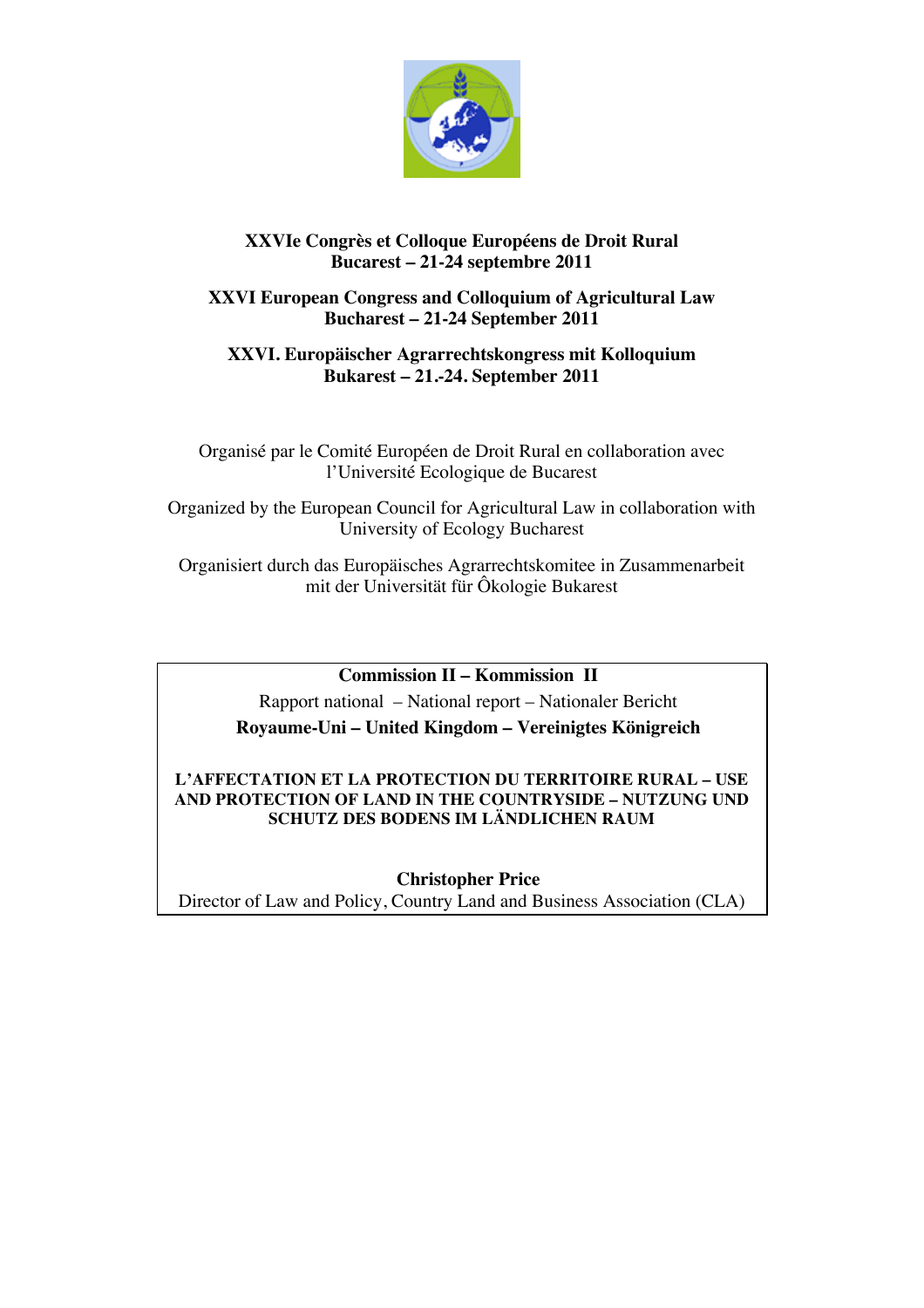**XXVIe Congrès et Colloque Européens de Droit Rural**
**Bucarest – 21-24 septembre 2011**

**XXVI European Congress and Colloquium of Agricultural Law**
**Bucharest – 21-24 September 2011**

**XXVI. Europäischer Agrarrechtskongress mit Kolloquium**
**Bukarest – 21.-24. September 2011**

Organisé par le Comité Européen de Droit Rural en collaboration avec l'Université Ecologique de Bucarest

Organized by the European Council for Agricultural Law in collaboration with University of Ecology Bucharest

Organisiert durch das Europäisches Agrarrechtskomitee in Zusammenarbeit mit der Universität für Ôkologie Bukarest

**Commission II – Kommission II**

Rapport national – National report – Nationaler Bericht

**Royaume-Uni – United Kingdom – Vereinigtes Königreich**

# L'AFFECTATION ET LA PROTECTION DU TERRITOIRE RURAL – USE AND PROTECTION OF LAND IN THE COUNTRYSIDE – NUTZUNG UND SCHUTZ DES BODENS IM LÄNDLICHEN RAUM

**Christopher Price**

Director of Law and Policy, Country Land and Business Association (CLA)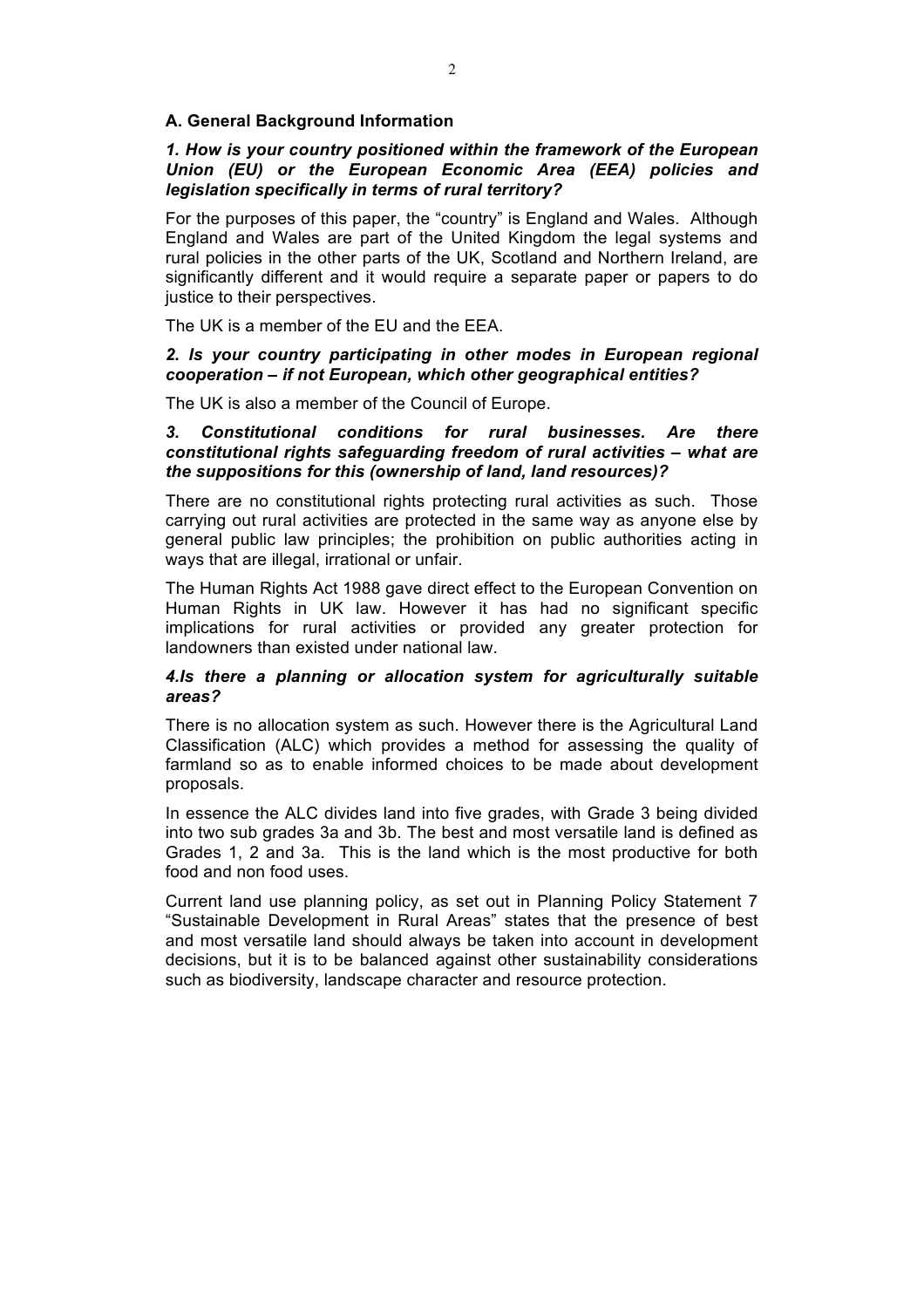## A. General Background Information

### *1. How is your country positioned within the framework of the European Union (EU) or the European Economic Area (EEA) policies and legislation specifically in terms of rural territory?*

For the purposes of this paper, the "country" is England and Wales. Although England and Wales are part of the United Kingdom the legal systems and rural policies in the other parts of the UK, Scotland and Northern Ireland, are significantly different and it would require a separate paper or papers to do justice to their perspectives.

The UK is a member of the EU and the EEA.

### *2. Is your country participating in other modes in European regional cooperation – if not European, which other geographical entities?*

The UK is also a member of the Council of Europe.

### *3. Constitutional conditions for rural businesses. Are there constitutional rights safeguarding freedom of rural activities – what are the suppositions for this (ownership of land, land resources)?*

There are no constitutional rights protecting rural activities as such. Those carrying out rural activities are protected in the same way as anyone else by general public law principles; the prohibition on public authorities acting in ways that are illegal, irrational or unfair.

The Human Rights Act 1988 gave direct effect to the European Convention on Human Rights in UK law. However it has had no significant specific implications for rural activities or provided any greater protection for landowners than existed under national law.

### *4.Is there a planning or allocation system for agriculturally suitable areas?*

There is no allocation system as such. However there is the Agricultural Land Classification (ALC) which provides a method for assessing the quality of farmland so as to enable informed choices to be made about development proposals.

In essence the ALC divides land into five grades, with Grade 3 being divided into two sub grades 3a and 3b. The best and most versatile land is defined as Grades 1, 2 and 3a. This is the land which is the most productive for both food and non food uses.

Current land use planning policy, as set out in Planning Policy Statement 7 "Sustainable Development in Rural Areas" states that the presence of best and most versatile land should always be taken into account in development decisions, but it is to be balanced against other sustainability considerations such as biodiversity, landscape character and resource protection.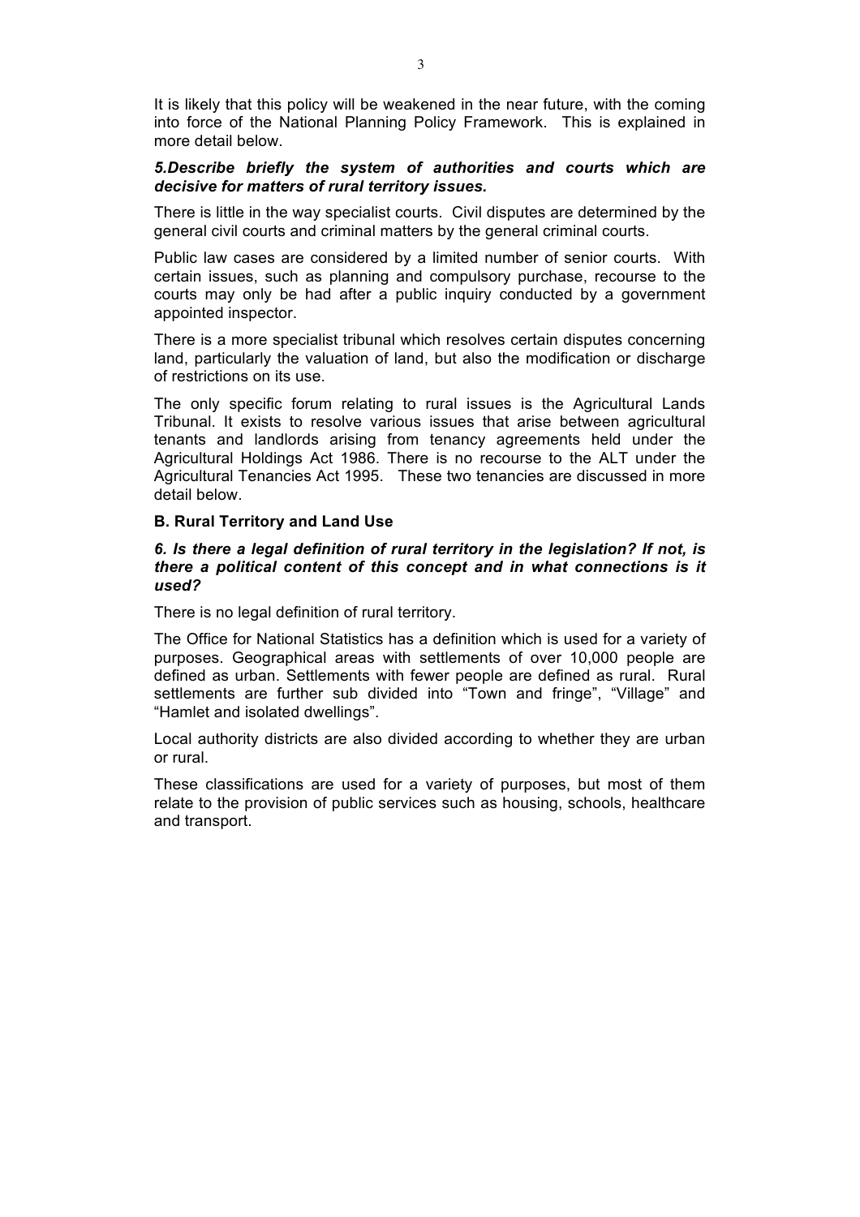It is likely that this policy will be weakened in the near future, with the coming into force of the National Planning Policy Framework. This is explained in more detail below.

***5.Describe briefly the system of authorities and courts which are decisive for matters of rural territory issues.***

There is little in the way specialist courts. Civil disputes are determined by the general civil courts and criminal matters by the general criminal courts.

Public law cases are considered by a limited number of senior courts. With certain issues, such as planning and compulsory purchase, recourse to the courts may only be had after a public inquiry conducted by a government appointed inspector.

There is a more specialist tribunal which resolves certain disputes concerning land, particularly the valuation of land, but also the modification or discharge of restrictions on its use.

The only specific forum relating to rural issues is the Agricultural Lands Tribunal. It exists to resolve various issues that arise between agricultural tenants and landlords arising from tenancy agreements held under the Agricultural Holdings Act 1986. There is no recourse to the ALT under the Agricultural Tenancies Act 1995. These two tenancies are discussed in more detail below.

## B. Rural Territory and Land Use

***6. Is there a legal definition of rural territory in the legislation? If not, is there a political content of this concept and in what connections is it used?***

There is no legal definition of rural territory.

The Office for National Statistics has a definition which is used for a variety of purposes. Geographical areas with settlements of over 10,000 people are defined as urban. Settlements with fewer people are defined as rural. Rural settlements are further sub divided into "Town and fringe", "Village" and "Hamlet and isolated dwellings".

Local authority districts are also divided according to whether they are urban or rural.

These classifications are used for a variety of purposes, but most of them relate to the provision of public services such as housing, schools, healthcare and transport.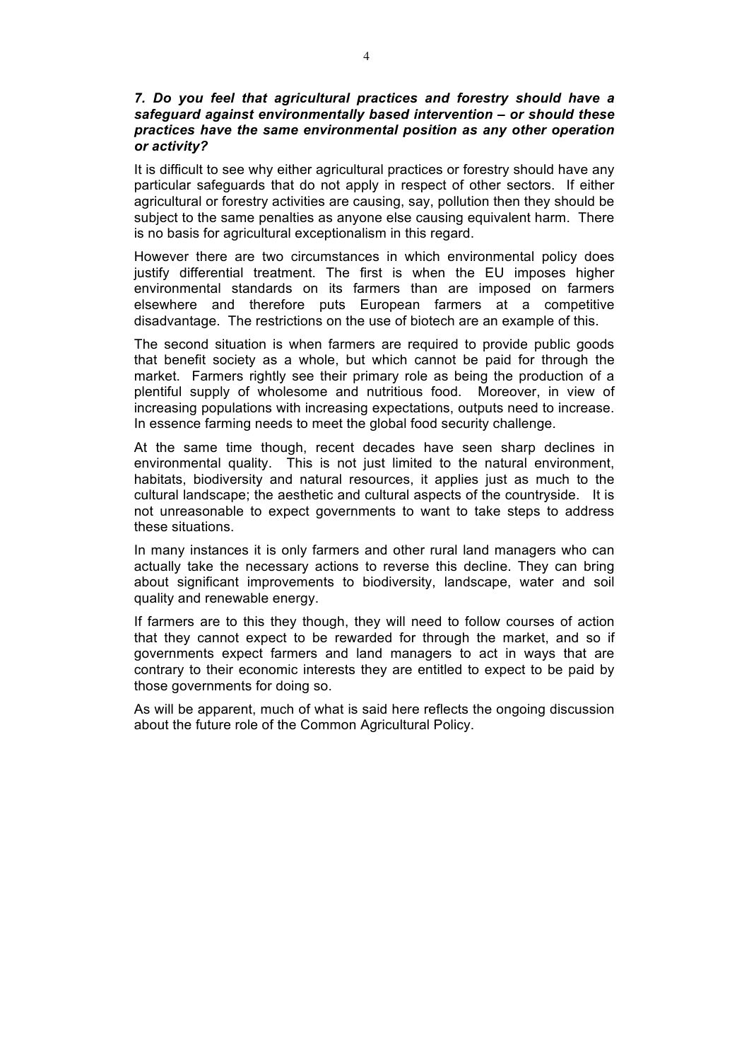***7. Do you feel that agricultural practices and forestry should have a safeguard against environmentally based intervention – or should these practices have the same environmental position as any other operation or activity?***

It is difficult to see why either agricultural practices or forestry should have any particular safeguards that do not apply in respect of other sectors. If either agricultural or forestry activities are causing, say, pollution then they should be subject to the same penalties as anyone else causing equivalent harm. There is no basis for agricultural exceptionalism in this regard.

However there are two circumstances in which environmental policy does justify differential treatment. The first is when the EU imposes higher environmental standards on its farmers than are imposed on farmers elsewhere and therefore puts European farmers at a competitive disadvantage. The restrictions on the use of biotech are an example of this.

The second situation is when farmers are required to provide public goods that benefit society as a whole, but which cannot be paid for through the market. Farmers rightly see their primary role as being the production of a plentiful supply of wholesome and nutritious food. Moreover, in view of increasing populations with increasing expectations, outputs need to increase. In essence farming needs to meet the global food security challenge.

At the same time though, recent decades have seen sharp declines in environmental quality. This is not just limited to the natural environment, habitats, biodiversity and natural resources, it applies just as much to the cultural landscape; the aesthetic and cultural aspects of the countryside. It is not unreasonable to expect governments to want to take steps to address these situations.

In many instances it is only farmers and other rural land managers who can actually take the necessary actions to reverse this decline. They can bring about significant improvements to biodiversity, landscape, water and soil quality and renewable energy.

If farmers are to this they though, they will need to follow courses of action that they cannot expect to be rewarded for through the market, and so if governments expect farmers and land managers to act in ways that are contrary to their economic interests they are entitled to expect to be paid by those governments for doing so.

As will be apparent, much of what is said here reflects the ongoing discussion about the future role of the Common Agricultural Policy.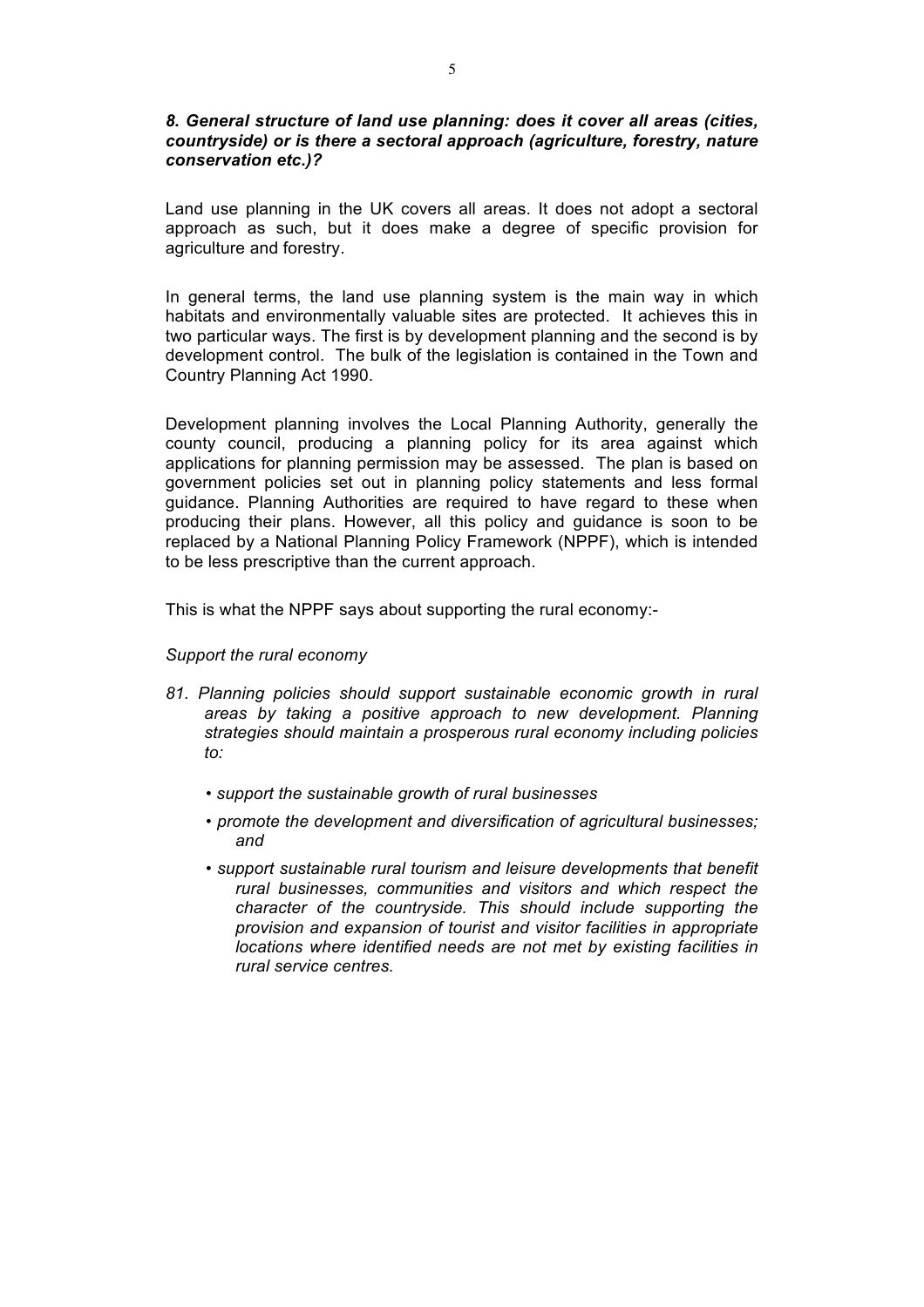***8. General structure of land use planning: does it cover all areas (cities, countryside) or is there a sectoral approach (agriculture, forestry, nature conservation etc.)?***

Land use planning in the UK covers all areas. It does not adopt a sectoral approach as such, but it does make a degree of specific provision for agriculture and forestry.

In general terms, the land use planning system is the main way in which habitats and environmentally valuable sites are protected. It achieves this in two particular ways. The first is by development planning and the second is by development control. The bulk of the legislation is contained in the Town and Country Planning Act 1990.

Development planning involves the Local Planning Authority, generally the county council, producing a planning policy for its area against which applications for planning permission may be assessed. The plan is based on government policies set out in planning policy statements and less formal guidance. Planning Authorities are required to have regard to these when producing their plans. However, all this policy and guidance is soon to be replaced by a National Planning Policy Framework (NPPF), which is intended to be less prescriptive than the current approach.

This is what the NPPF says about supporting the rural economy:-

*Support the rural economy*

*81. Planning policies should support sustainable economic growth in rural areas by taking a positive approach to new development. Planning strategies should maintain a prosperous rural economy including policies to:*

- *support the sustainable growth of rural businesses*
- *promote the development and diversification of agricultural businesses; and*
- *support sustainable rural tourism and leisure developments that benefit rural businesses, communities and visitors and which respect the character of the countryside. This should include supporting the provision and expansion of tourist and visitor facilities in appropriate locations where identified needs are not met by existing facilities in rural service centres.*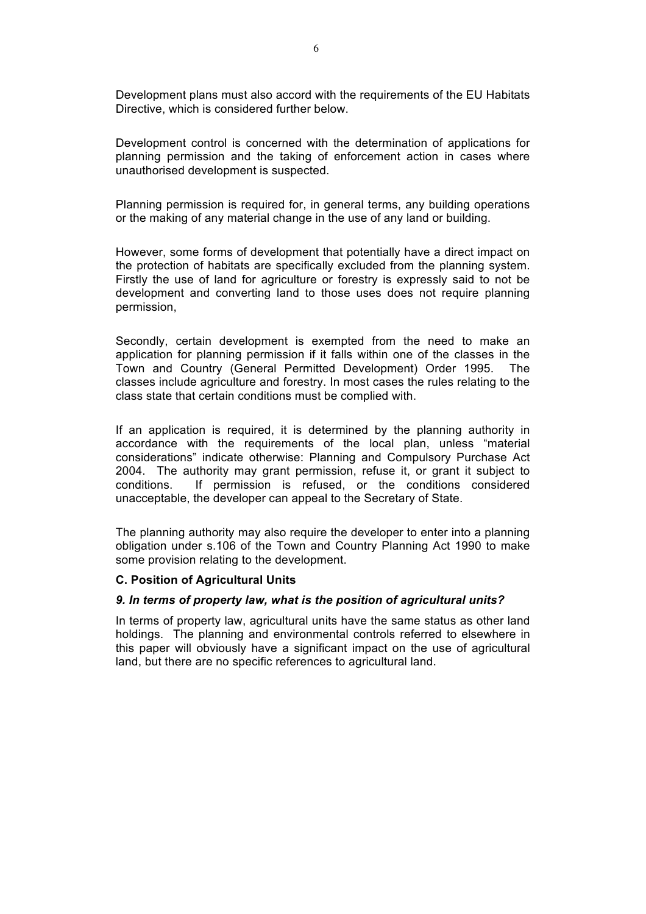Development plans must also accord with the requirements of the EU Habitats Directive, which is considered further below.

Development control is concerned with the determination of applications for planning permission and the taking of enforcement action in cases where unauthorised development is suspected.

Planning permission is required for, in general terms, any building operations or the making of any material change in the use of any land or building.

However, some forms of development that potentially have a direct impact on the protection of habitats are specifically excluded from the planning system. Firstly the use of land for agriculture or forestry is expressly said to not be development and converting land to those uses does not require planning permission,

Secondly, certain development is exempted from the need to make an application for planning permission if it falls within one of the classes in the Town and Country (General Permitted Development) Order 1995. The classes include agriculture and forestry. In most cases the rules relating to the class state that certain conditions must be complied with.

If an application is required, it is determined by the planning authority in accordance with the requirements of the local plan, unless "material considerations" indicate otherwise: Planning and Compulsory Purchase Act 2004. The authority may grant permission, refuse it, or grant it subject to conditions. If permission is refused, or the conditions considered unacceptable, the developer can appeal to the Secretary of State.

The planning authority may also require the developer to enter into a planning obligation under s.106 of the Town and Country Planning Act 1990 to make some provision relating to the development.

### C. Position of Agricultural Units

***9. In terms of property law, what is the position of agricultural units?***

In terms of property law, agricultural units have the same status as other land holdings. The planning and environmental controls referred to elsewhere in this paper will obviously have a significant impact on the use of agricultural land, but there are no specific references to agricultural land.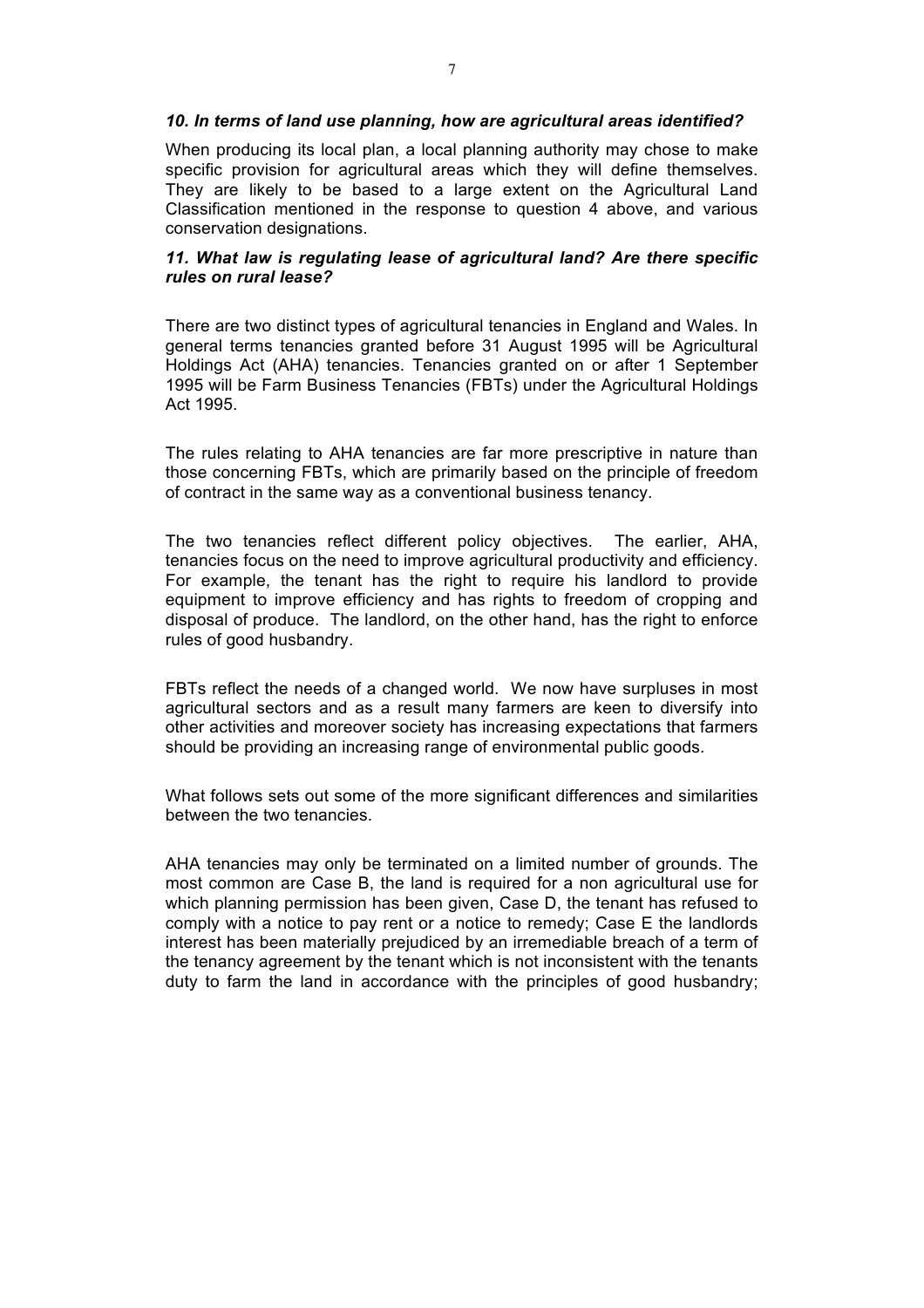***10. In terms of land use planning, how are agricultural areas identified?***

When producing its local plan, a local planning authority may chose to make specific provision for agricultural areas which they will define themselves. They are likely to be based to a large extent on the Agricultural Land Classification mentioned in the response to question 4 above, and various conservation designations.

***11. What law is regulating lease of agricultural land? Are there specific rules on rural lease?***

There are two distinct types of agricultural tenancies in England and Wales. In general terms tenancies granted before 31 August 1995 will be Agricultural Holdings Act (AHA) tenancies. Tenancies granted on or after 1 September 1995 will be Farm Business Tenancies (FBTs) under the Agricultural Holdings Act 1995.

The rules relating to AHA tenancies are far more prescriptive in nature than those concerning FBTs, which are primarily based on the principle of freedom of contract in the same way as a conventional business tenancy.

The two tenancies reflect different policy objectives. The earlier, AHA, tenancies focus on the need to improve agricultural productivity and efficiency. For example, the tenant has the right to require his landlord to provide equipment to improve efficiency and has rights to freedom of cropping and disposal of produce. The landlord, on the other hand, has the right to enforce rules of good husbandry.

FBTs reflect the needs of a changed world. We now have surpluses in most agricultural sectors and as a result many farmers are keen to diversify into other activities and moreover society has increasing expectations that farmers should be providing an increasing range of environmental public goods.

What follows sets out some of the more significant differences and similarities between the two tenancies.

AHA tenancies may only be terminated on a limited number of grounds. The most common are Case B, the land is required for a non agricultural use for which planning permission has been given, Case D, the tenant has refused to comply with a notice to pay rent or a notice to remedy; Case E the landlords interest has been materially prejudiced by an irremediable breach of a term of the tenancy agreement by the tenant which is not inconsistent with the tenants duty to farm the land in accordance with the principles of good husbandry;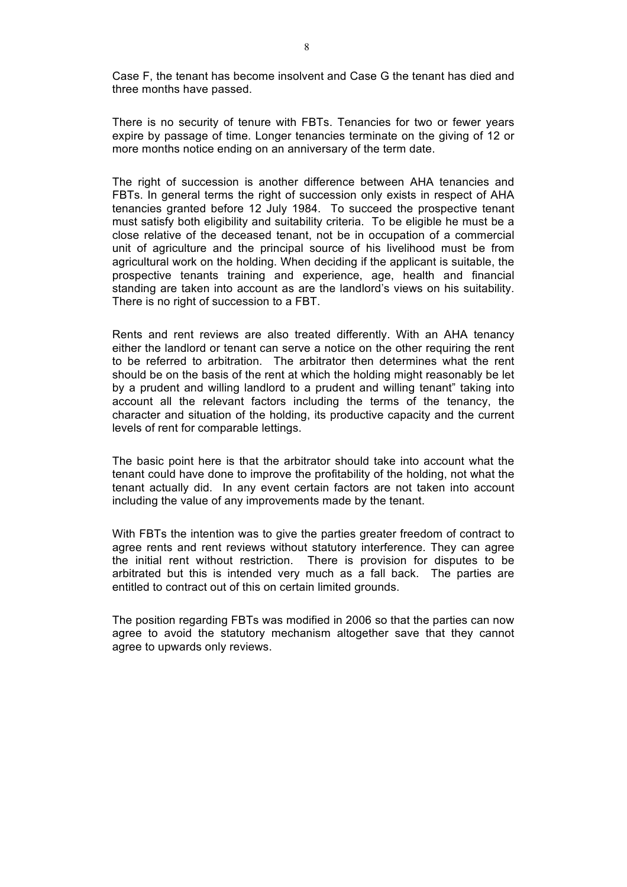Case F, the tenant has become insolvent and Case G the tenant has died and three months have passed.

There is no security of tenure with FBTs. Tenancies for two or fewer years expire by passage of time. Longer tenancies terminate on the giving of 12 or more months notice ending on an anniversary of the term date.

The right of succession is another difference between AHA tenancies and FBTs. In general terms the right of succession only exists in respect of AHA tenancies granted before 12 July 1984. To succeed the prospective tenant must satisfy both eligibility and suitability criteria. To be eligible he must be a close relative of the deceased tenant, not be in occupation of a commercial unit of agriculture and the principal source of his livelihood must be from agricultural work on the holding. When deciding if the applicant is suitable, the prospective tenants training and experience, age, health and financial standing are taken into account as are the landlord's views on his suitability. There is no right of succession to a FBT.

Rents and rent reviews are also treated differently. With an AHA tenancy either the landlord or tenant can serve a notice on the other requiring the rent to be referred to arbitration. The arbitrator then determines what the rent should be on the basis of the rent at which the holding might reasonably be let by a prudent and willing landlord to a prudent and willing tenant" taking into account all the relevant factors including the terms of the tenancy, the character and situation of the holding, its productive capacity and the current levels of rent for comparable lettings.

The basic point here is that the arbitrator should take into account what the tenant could have done to improve the profitability of the holding, not what the tenant actually did. In any event certain factors are not taken into account including the value of any improvements made by the tenant.

With FBTs the intention was to give the parties greater freedom of contract to agree rents and rent reviews without statutory interference. They can agree the initial rent without restriction. There is provision for disputes to be arbitrated but this is intended very much as a fall back. The parties are entitled to contract out of this on certain limited grounds.

The position regarding FBTs was modified in 2006 so that the parties can now agree to avoid the statutory mechanism altogether save that they cannot agree to upwards only reviews.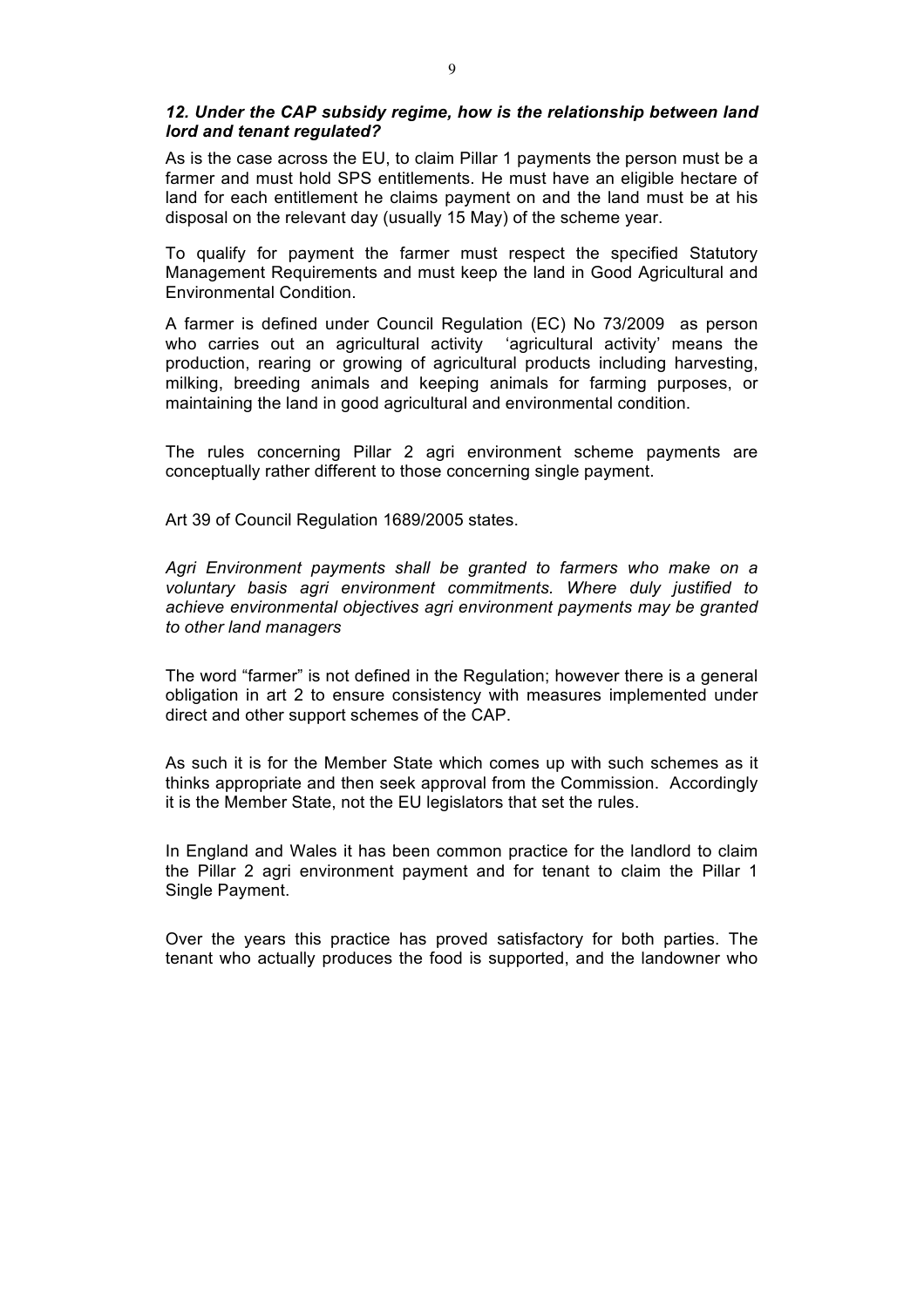### *12. Under the CAP subsidy regime, how is the relationship between land lord and tenant regulated?*

As is the case across the EU, to claim Pillar 1 payments the person must be a farmer and must hold SPS entitlements. He must have an eligible hectare of land for each entitlement he claims payment on and the land must be at his disposal on the relevant day (usually 15 May) of the scheme year.

To qualify for payment the farmer must respect the specified Statutory Management Requirements and must keep the land in Good Agricultural and Environmental Condition.

A farmer is defined under Council Regulation (EC) No 73/2009 as person who carries out an agricultural activity 'agricultural activity' means the production, rearing or growing of agricultural products including harvesting, milking, breeding animals and keeping animals for farming purposes, or maintaining the land in good agricultural and environmental condition.

The rules concerning Pillar 2 agri environment scheme payments are conceptually rather different to those concerning single payment.

Art 39 of Council Regulation 1689/2005 states.

*Agri Environment payments shall be granted to farmers who make on a voluntary basis agri environment commitments. Where duly justified to achieve environmental objectives agri environment payments may be granted to other land managers*

The word "farmer" is not defined in the Regulation; however there is a general obligation in art 2 to ensure consistency with measures implemented under direct and other support schemes of the CAP.

As such it is for the Member State which comes up with such schemes as it thinks appropriate and then seek approval from the Commission. Accordingly it is the Member State, not the EU legislators that set the rules.

In England and Wales it has been common practice for the landlord to claim the Pillar 2 agri environment payment and for tenant to claim the Pillar 1 Single Payment.

Over the years this practice has proved satisfactory for both parties. The tenant who actually produces the food is supported, and the landowner who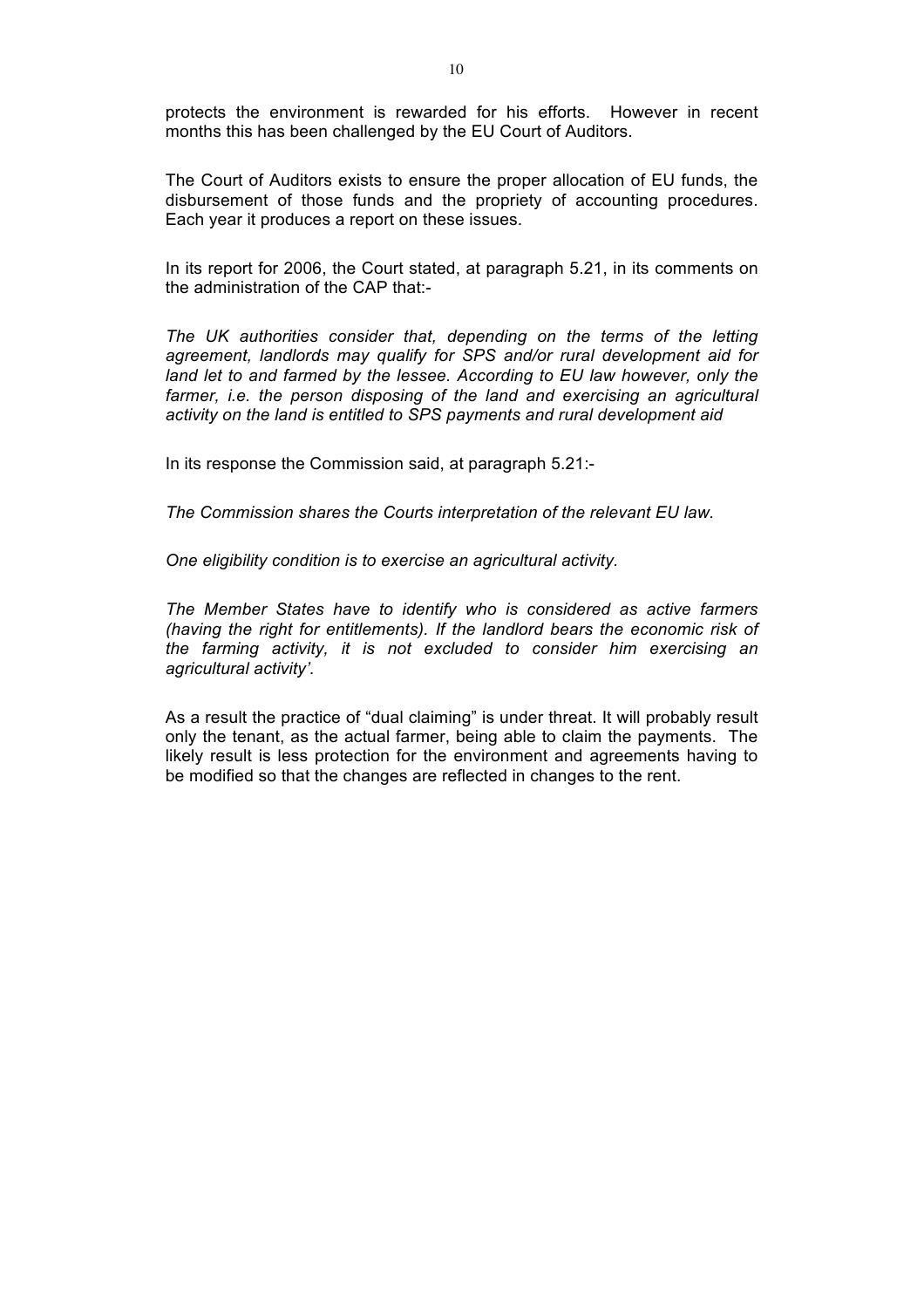protects the environment is rewarded for his efforts. However in recent months this has been challenged by the EU Court of Auditors.

The Court of Auditors exists to ensure the proper allocation of EU funds, the disbursement of those funds and the propriety of accounting procedures. Each year it produces a report on these issues.

In its report for 2006, the Court stated, at paragraph 5.21, in its comments on the administration of the CAP that:-

*The UK authorities consider that, depending on the terms of the letting agreement, landlords may qualify for SPS and/or rural development aid for land let to and farmed by the lessee. According to EU law however, only the farmer, i.e. the person disposing of the land and exercising an agricultural activity on the land is entitled to SPS payments and rural development aid*

In its response the Commission said, at paragraph 5.21:-

*The Commission shares the Courts interpretation of the relevant EU law.*

*One eligibility condition is to exercise an agricultural activity.*

*The Member States have to identify who is considered as active farmers (having the right for entitlements). If the landlord bears the economic risk of the farming activity, it is not excluded to consider him exercising an agricultural activity'.*

As a result the practice of "dual claiming" is under threat. It will probably result only the tenant, as the actual farmer, being able to claim the payments. The likely result is less protection for the environment and agreements having to be modified so that the changes are reflected in changes to the rent.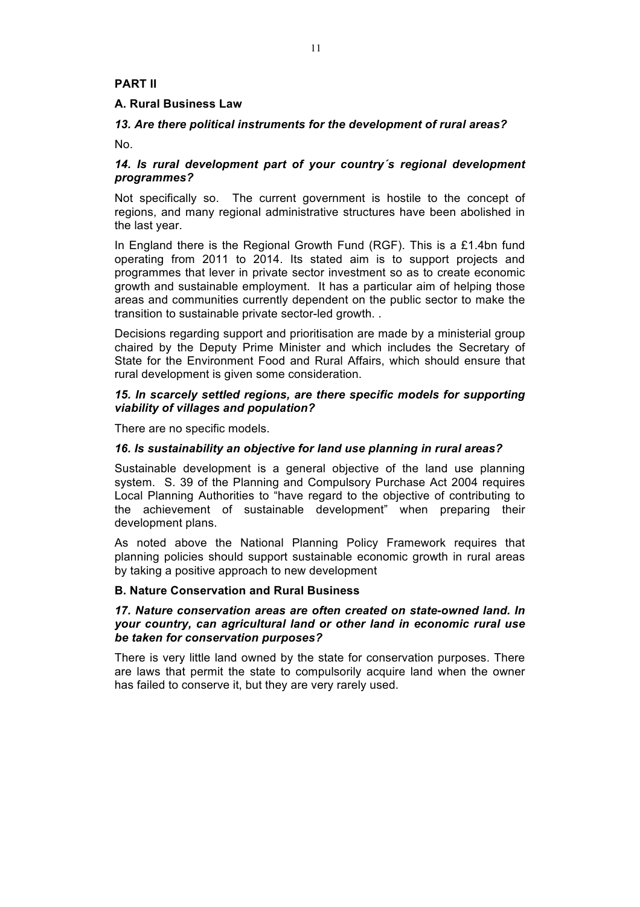## PART II

### A. Rural Business Law

***13. Are there political instruments for the development of rural areas?***

No.

***14. Is rural development part of your country´s regional development programmes?***

Not specifically so. The current government is hostile to the concept of regions, and many regional administrative structures have been abolished in the last year.

In England there is the Regional Growth Fund (RGF). This is a £1.4bn fund operating from 2011 to 2014. Its stated aim is to support projects and programmes that lever in private sector investment so as to create economic growth and sustainable employment. It has a particular aim of helping those areas and communities currently dependent on the public sector to make the transition to sustainable private sector-led growth. .

Decisions regarding support and prioritisation are made by a ministerial group chaired by the Deputy Prime Minister and which includes the Secretary of State for the Environment Food and Rural Affairs, which should ensure that rural development is given some consideration.

***15. In scarcely settled regions, are there specific models for supporting viability of villages and population?***

There are no specific models.

***16. Is sustainability an objective for land use planning in rural areas?***

Sustainable development is a general objective of the land use planning system. S. 39 of the Planning and Compulsory Purchase Act 2004 requires Local Planning Authorities to "have regard to the objective of contributing to the achievement of sustainable development" when preparing their development plans.

As noted above the National Planning Policy Framework requires that planning policies should support sustainable economic growth in rural areas by taking a positive approach to new development

### B. Nature Conservation and Rural Business

***17. Nature conservation areas are often created on state-owned land. In your country, can agricultural land or other land in economic rural use be taken for conservation purposes?***

There is very little land owned by the state for conservation purposes. There are laws that permit the state to compulsorily acquire land when the owner has failed to conserve it, but they are very rarely used.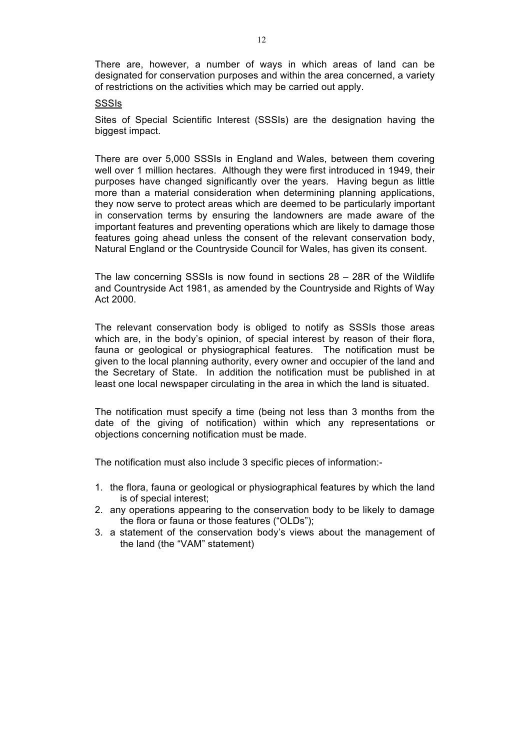There are, however, a number of ways in which areas of land can be designated for conservation purposes and within the area concerned, a variety of restrictions on the activities which may be carried out apply.

<u>SSSIs</u>

Sites of Special Scientific Interest (SSSIs) are the designation having the biggest impact.

There are over 5,000 SSSIs in England and Wales, between them covering well over 1 million hectares. Although they were first introduced in 1949, their purposes have changed significantly over the years. Having begun as little more than a material consideration when determining planning applications, they now serve to protect areas which are deemed to be particularly important in conservation terms by ensuring the landowners are made aware of the important features and preventing operations which are likely to damage those features going ahead unless the consent of the relevant conservation body, Natural England or the Countryside Council for Wales, has given its consent.

The law concerning SSSIs is now found in sections 28 – 28R of the Wildlife and Countryside Act 1981, as amended by the Countryside and Rights of Way Act 2000.

The relevant conservation body is obliged to notify as SSSIs those areas which are, in the body's opinion, of special interest by reason of their flora, fauna or geological or physiographical features. The notification must be given to the local planning authority, every owner and occupier of the land and the Secretary of State. In addition the notification must be published in at least one local newspaper circulating in the area in which the land is situated.

The notification must specify a time (being not less than 3 months from the date of the giving of notification) within which any representations or objections concerning notification must be made.

The notification must also include 3 specific pieces of information:-

1. the flora, fauna or geological or physiographical features by which the land is of special interest;
2. any operations appearing to the conservation body to be likely to damage the flora or fauna or those features ("OLDs");
3. a statement of the conservation body's views about the management of the land (the "VAM" statement)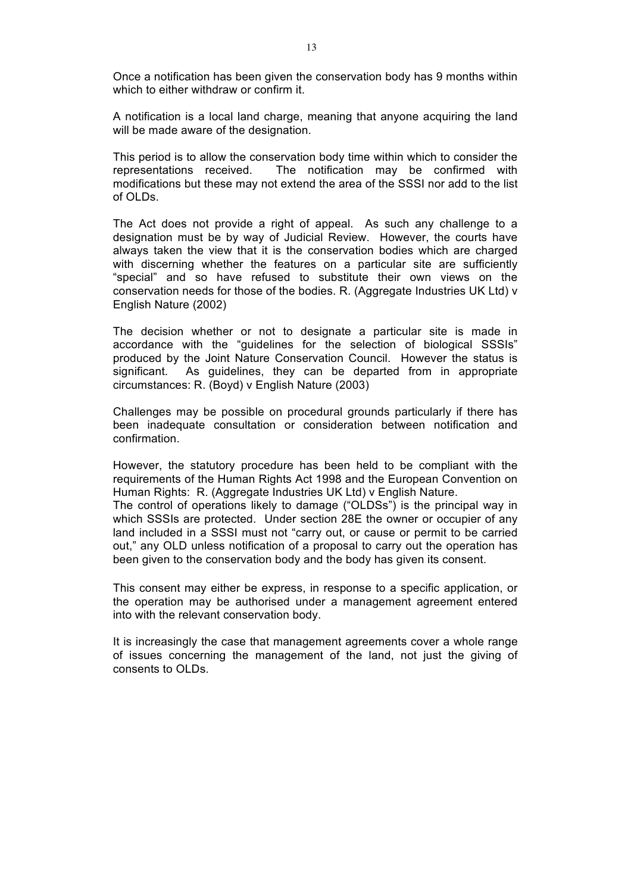Once a notification has been given the conservation body has 9 months within which to either withdraw or confirm it.

A notification is a local land charge, meaning that anyone acquiring the land will be made aware of the designation.

This period is to allow the conservation body time within which to consider the representations received. The notification may be confirmed with modifications but these may not extend the area of the SSSI nor add to the list of OLDs.

The Act does not provide a right of appeal. As such any challenge to a designation must be by way of Judicial Review. However, the courts have always taken the view that it is the conservation bodies which are charged with discerning whether the features on a particular site are sufficiently "special" and so have refused to substitute their own views on the conservation needs for those of the bodies. R. (Aggregate Industries UK Ltd) v English Nature (2002)

The decision whether or not to designate a particular site is made in accordance with the "guidelines for the selection of biological SSSIs" produced by the Joint Nature Conservation Council. However the status is significant. As guidelines, they can be departed from in appropriate circumstances: R. (Boyd) v English Nature (2003)

Challenges may be possible on procedural grounds particularly if there has been inadequate consultation or consideration between notification and confirmation.

However, the statutory procedure has been held to be compliant with the requirements of the Human Rights Act 1998 and the European Convention on Human Rights: R. (Aggregate Industries UK Ltd) v English Nature.
The control of operations likely to damage ("OLDSs") is the principal way in which SSSIs are protected. Under section 28E the owner or occupier of any land included in a SSSI must not "carry out, or cause or permit to be carried out," any OLD unless notification of a proposal to carry out the operation has been given to the conservation body and the body has given its consent.

This consent may either be express, in response to a specific application, or the operation may be authorised under a management agreement entered into with the relevant conservation body.

It is increasingly the case that management agreements cover a whole range of issues concerning the management of the land, not just the giving of consents to OLDs.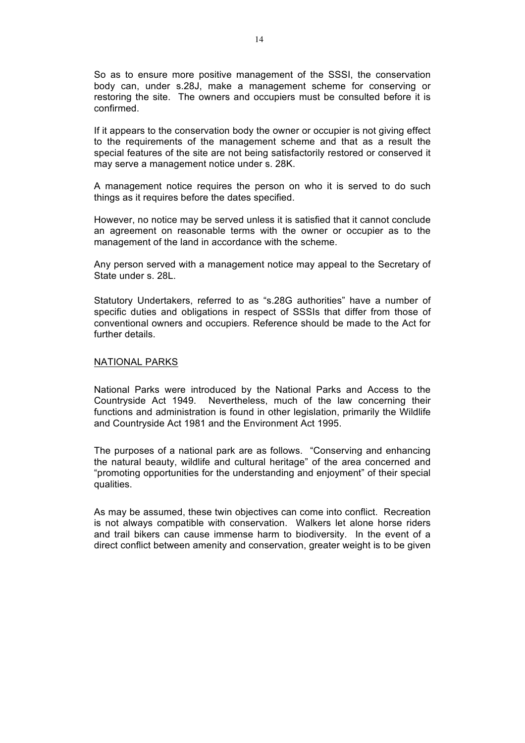So as to ensure more positive management of the SSSI, the conservation body can, under s.28J, make a management scheme for conserving or restoring the site. The owners and occupiers must be consulted before it is confirmed.

If it appears to the conservation body the owner or occupier is not giving effect to the requirements of the management scheme and that as a result the special features of the site are not being satisfactorily restored or conserved it may serve a management notice under s. 28K.

A management notice requires the person on who it is served to do such things as it requires before the dates specified.

However, no notice may be served unless it is satisfied that it cannot conclude an agreement on reasonable terms with the owner or occupier as to the management of the land in accordance with the scheme.

Any person served with a management notice may appeal to the Secretary of State under s. 28L.

Statutory Undertakers, referred to as "s.28G authorities" have a number of specific duties and obligations in respect of SSSIs that differ from those of conventional owners and occupiers. Reference should be made to the Act for further details.

<u>NATIONAL PARKS</u>

National Parks were introduced by the National Parks and Access to the Countryside Act 1949. Nevertheless, much of the law concerning their functions and administration is found in other legislation, primarily the Wildlife and Countryside Act 1981 and the Environment Act 1995.

The purposes of a national park are as follows. "Conserving and enhancing the natural beauty, wildlife and cultural heritage" of the area concerned and "promoting opportunities for the understanding and enjoyment" of their special qualities.

As may be assumed, these twin objectives can come into conflict. Recreation is not always compatible with conservation. Walkers let alone horse riders and trail bikers can cause immense harm to biodiversity. In the event of a direct conflict between amenity and conservation, greater weight is to be given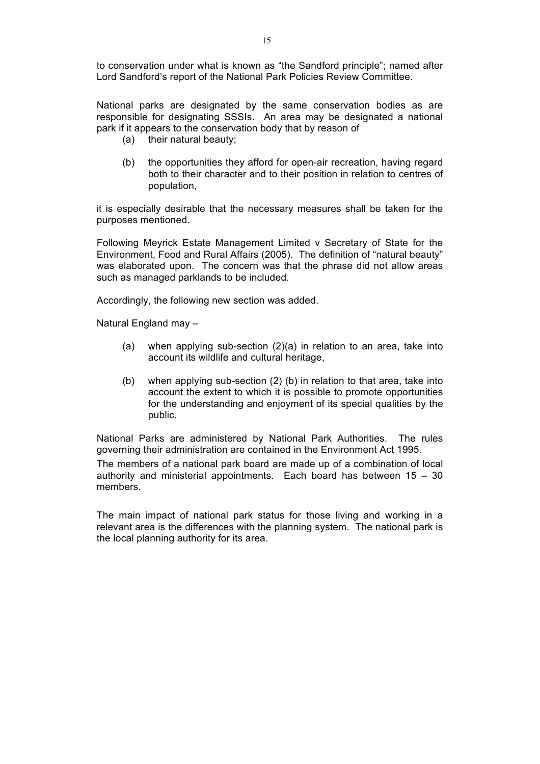to conservation under what is known as "the Sandford principle"; named after Lord Sandford's report of the National Park Policies Review Committee.

National parks are designated by the same conservation bodies as are responsible for designating SSSIs. An area may be designated a national park if it appears to the conservation body that by reason of

(a) their natural beauty;

(b) the opportunities they afford for open-air recreation, having regard both to their character and to their position in relation to centres of population,

it is especially desirable that the necessary measures shall be taken for the purposes mentioned.

Following Meyrick Estate Management Limited v Secretary of State for the Environment, Food and Rural Affairs (2005). The definition of "natural beauty" was elaborated upon. The concern was that the phrase did not allow areas such as managed parklands to be included.

Accordingly, the following new section was added.

Natural England may –

(a) when applying sub-section (2)(a) in relation to an area, take into account its wildlife and cultural heritage,

(b) when applying sub-section (2) (b) in relation to that area, take into account the extent to which it is possible to promote opportunities for the understanding and enjoyment of its special qualities by the public.

National Parks are administered by National Park Authorities. The rules governing their administration are contained in the Environment Act 1995.

The members of a national park board are made up of a combination of local authority and ministerial appointments. Each board has between 15 – 30 members.

The main impact of national park status for those living and working in a relevant area is the differences with the planning system. The national park is the local planning authority for its area.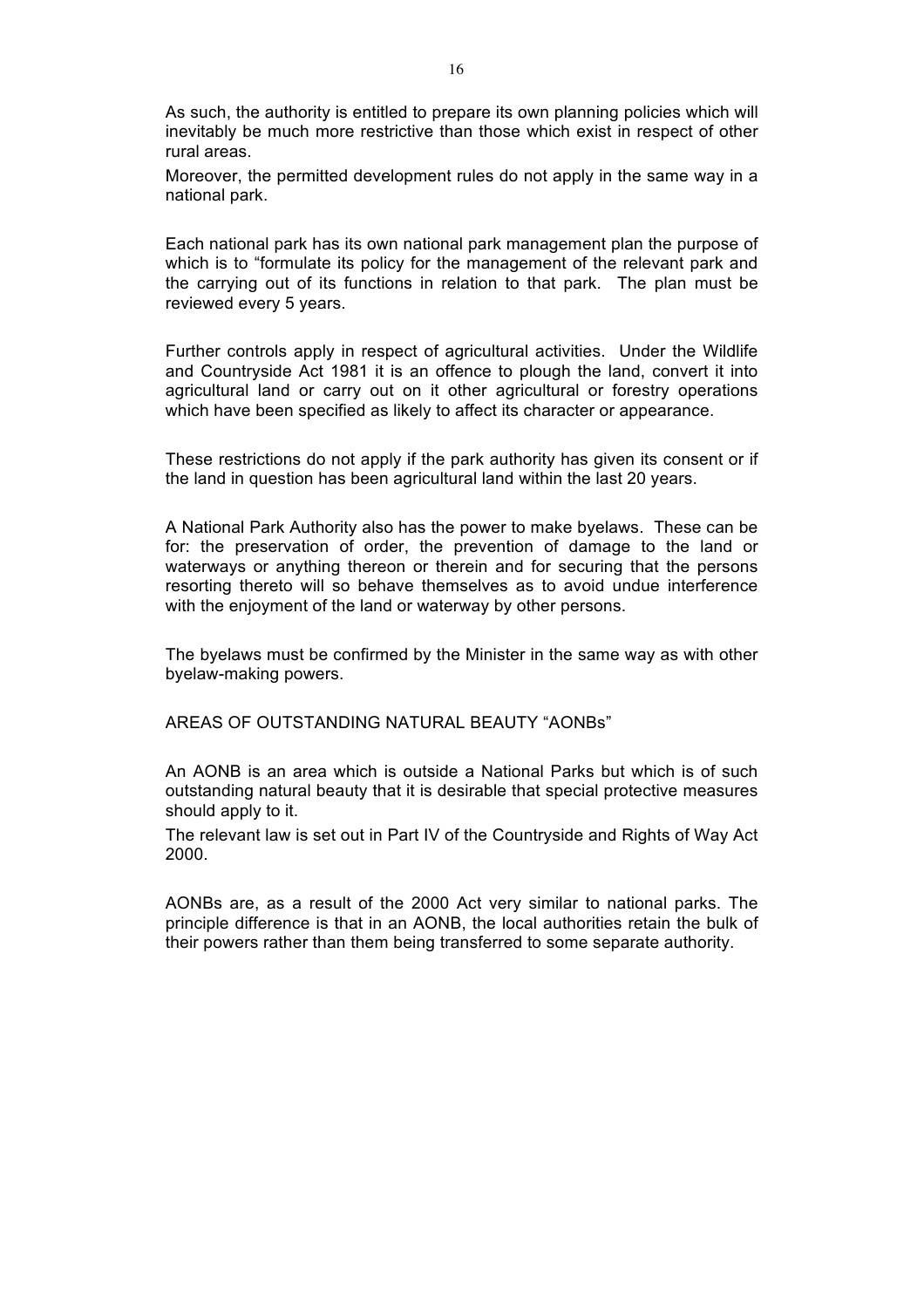As such, the authority is entitled to prepare its own planning policies which will inevitably be much more restrictive than those which exist in respect of other rural areas.

Moreover, the permitted development rules do not apply in the same way in a national park.

Each national park has its own national park management plan the purpose of which is to "formulate its policy for the management of the relevant park and the carrying out of its functions in relation to that park. The plan must be reviewed every 5 years.

Further controls apply in respect of agricultural activities. Under the Wildlife and Countryside Act 1981 it is an offence to plough the land, convert it into agricultural land or carry out on it other agricultural or forestry operations which have been specified as likely to affect its character or appearance.

These restrictions do not apply if the park authority has given its consent or if the land in question has been agricultural land within the last 20 years.

A National Park Authority also has the power to make byelaws. These can be for: the preservation of order, the prevention of damage to the land or waterways or anything thereon or therein and for securing that the persons resorting thereto will so behave themselves as to avoid undue interference with the enjoyment of the land or waterway by other persons.

The byelaws must be confirmed by the Minister in the same way as with other byelaw-making powers.

AREAS OF OUTSTANDING NATURAL BEAUTY "AONBs"

An AONB is an area which is outside a National Parks but which is of such outstanding natural beauty that it is desirable that special protective measures should apply to it.

The relevant law is set out in Part IV of the Countryside and Rights of Way Act 2000.

AONBs are, as a result of the 2000 Act very similar to national parks. The principle difference is that in an AONB, the local authorities retain the bulk of their powers rather than them being transferred to some separate authority.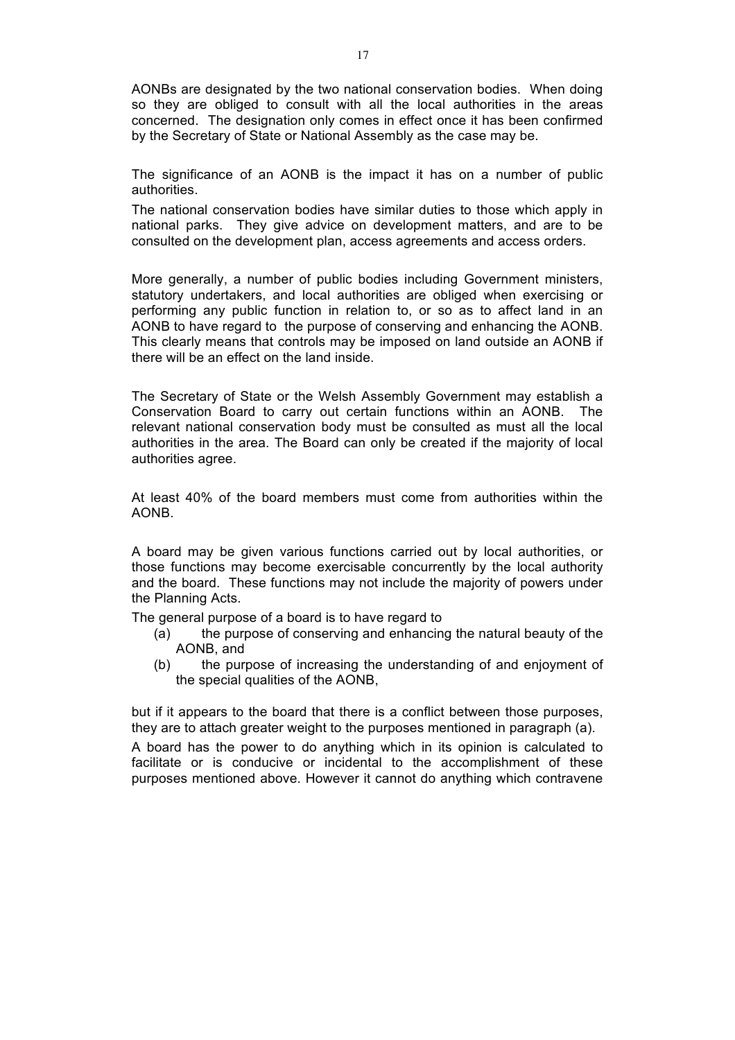AONBs are designated by the two national conservation bodies. When doing so they are obliged to consult with all the local authorities in the areas concerned. The designation only comes in effect once it has been confirmed by the Secretary of State or National Assembly as the case may be.

The significance of an AONB is the impact it has on a number of public authorities.

The national conservation bodies have similar duties to those which apply in national parks. They give advice on development matters, and are to be consulted on the development plan, access agreements and access orders.

More generally, a number of public bodies including Government ministers, statutory undertakers, and local authorities are obliged when exercising or performing any public function in relation to, or so as to affect land in an AONB to have regard to the purpose of conserving and enhancing the AONB. This clearly means that controls may be imposed on land outside an AONB if there will be an effect on the land inside.

The Secretary of State or the Welsh Assembly Government may establish a Conservation Board to carry out certain functions within an AONB. The relevant national conservation body must be consulted as must all the local authorities in the area. The Board can only be created if the majority of local authorities agree.

At least 40% of the board members must come from authorities within the AONB.

A board may be given various functions carried out by local authorities, or those functions may become exercisable concurrently by the local authority and the board. These functions may not include the majority of powers under the Planning Acts.

The general purpose of a board is to have regard to

(a) the purpose of conserving and enhancing the natural beauty of the AONB, and

(b) the purpose of increasing the understanding of and enjoyment of the special qualities of the AONB,

but if it appears to the board that there is a conflict between those purposes, they are to attach greater weight to the purposes mentioned in paragraph (a).

A board has the power to do anything which in its opinion is calculated to facilitate or is conducive or incidental to the accomplishment of these purposes mentioned above. However it cannot do anything which contravene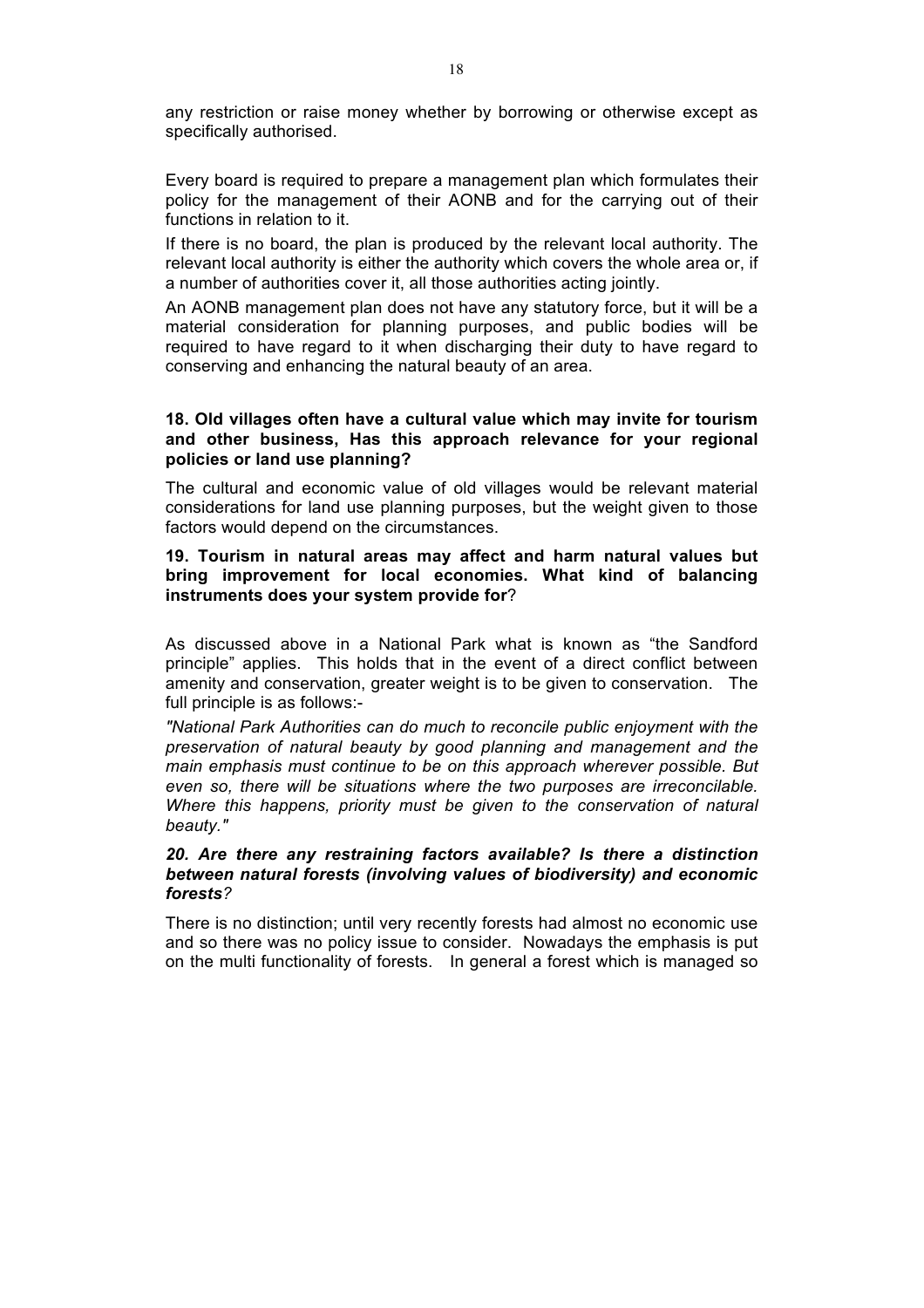any restriction or raise money whether by borrowing or otherwise except as specifically authorised.

Every board is required to prepare a management plan which formulates their policy for the management of their AONB and for the carrying out of their functions in relation to it.

If there is no board, the plan is produced by the relevant local authority. The relevant local authority is either the authority which covers the whole area or, if a number of authorities cover it, all those authorities acting jointly.

An AONB management plan does not have any statutory force, but it will be a material consideration for planning purposes, and public bodies will be required to have regard to it when discharging their duty to have regard to conserving and enhancing the natural beauty of an area.

**18. Old villages often have a cultural value which may invite for tourism and other business, Has this approach relevance for your regional policies or land use planning?**

The cultural and economic value of old villages would be relevant material considerations for land use planning purposes, but the weight given to those factors would depend on the circumstances.

**19. Tourism in natural areas may affect and harm natural values but bring improvement for local economies. What kind of balancing instruments does your system provide for**?

As discussed above in a National Park what is known as "the Sandford principle" applies. This holds that in the event of a direct conflict between amenity and conservation, greater weight is to be given to conservation. The full principle is as follows:-

*"National Park Authorities can do much to reconcile public enjoyment with the preservation of natural beauty by good planning and management and the main emphasis must continue to be on this approach wherever possible. But even so, there will be situations where the two purposes are irreconcilable. Where this happens, priority must be given to the conservation of natural beauty."*

***20. Are there any restraining factors available? Is there a distinction between natural forests (involving values of biodiversity) and economic forests?***

There is no distinction; until very recently forests had almost no economic use and so there was no policy issue to consider. Nowadays the emphasis is put on the multi functionality of forests. In general a forest which is managed so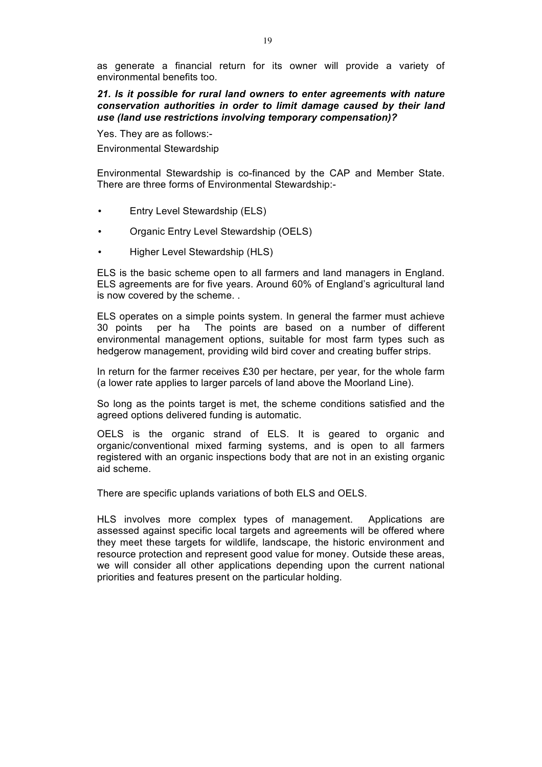as generate a financial return for its owner will provide a variety of environmental benefits too.

***21. Is it possible for rural land owners to enter agreements with nature conservation authorities in order to limit damage caused by their land use (land use restrictions involving temporary compensation)?***

Yes. They are as follows:-

Environmental Stewardship

Environmental Stewardship is co-financed by the CAP and Member State. There are three forms of Environmental Stewardship:-

- Entry Level Stewardship (ELS)
- Organic Entry Level Stewardship (OELS)
- Higher Level Stewardship (HLS)

ELS is the basic scheme open to all farmers and land managers in England. ELS agreements are for five years. Around 60% of England's agricultural land is now covered by the scheme. .

ELS operates on a simple points system. In general the farmer must achieve 30 points per ha The points are based on a number of different environmental management options, suitable for most farm types such as hedgerow management, providing wild bird cover and creating buffer strips.

In return for the farmer receives £30 per hectare, per year, for the whole farm (a lower rate applies to larger parcels of land above the Moorland Line).

So long as the points target is met, the scheme conditions satisfied and the agreed options delivered funding is automatic.

OELS is the organic strand of ELS. It is geared to organic and organic/conventional mixed farming systems, and is open to all farmers registered with an organic inspections body that are not in an existing organic aid scheme.

There are specific uplands variations of both ELS and OELS.

HLS involves more complex types of management. Applications are assessed against specific local targets and agreements will be offered where they meet these targets for wildlife, landscape, the historic environment and resource protection and represent good value for money. Outside these areas, we will consider all other applications depending upon the current national priorities and features present on the particular holding.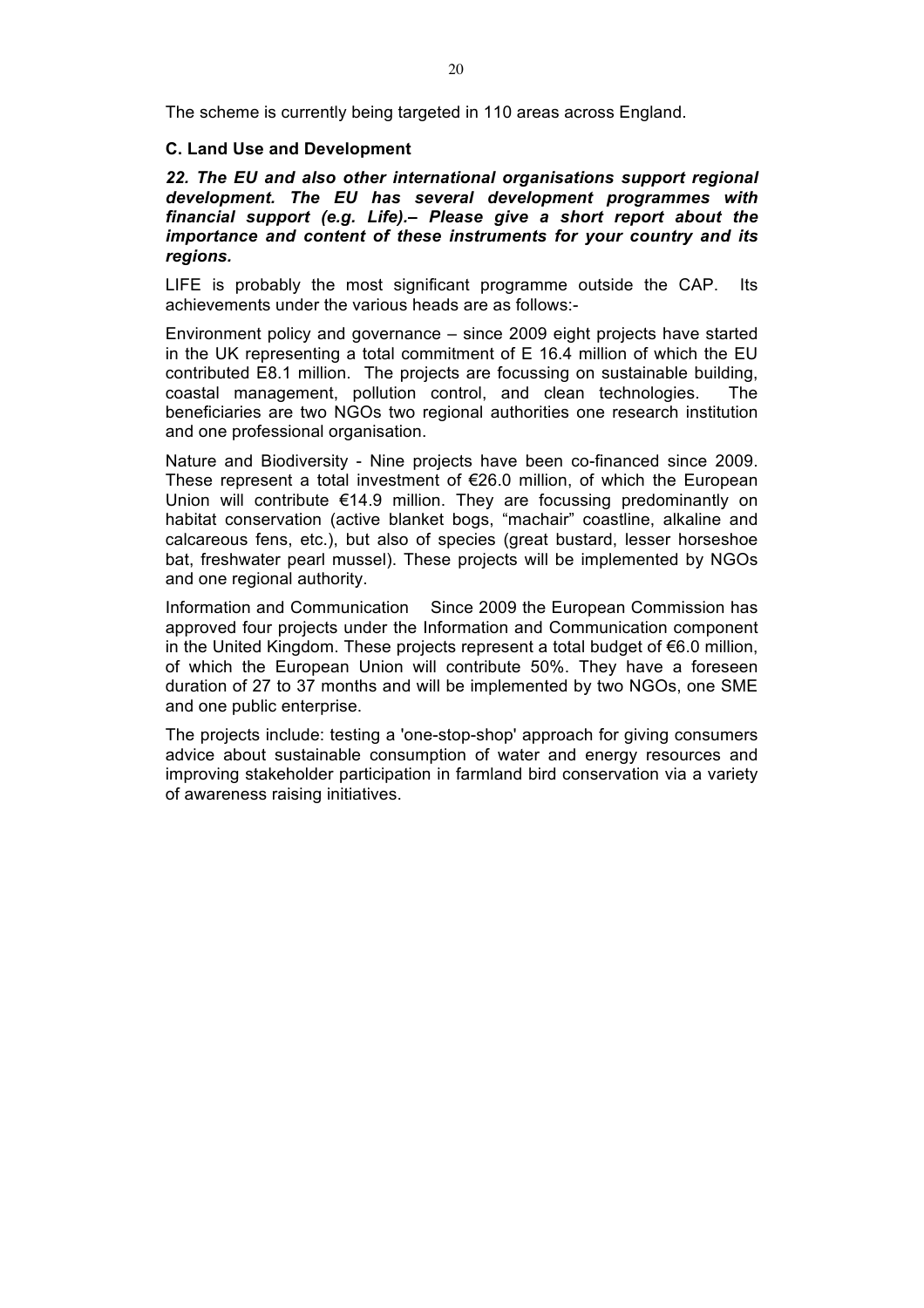The scheme is currently being targeted in 110 areas across England.

### C. Land Use and Development

***22. The EU and also other international organisations support regional development. The EU has several development programmes with financial support (e.g. Life).– Please give a short report about the importance and content of these instruments for your country and its regions.***

LIFE is probably the most significant programme outside the CAP. Its achievements under the various heads are as follows:-

Environment policy and governance – since 2009 eight projects have started in the UK representing a total commitment of E 16.4 million of which the EU contributed E8.1 million. The projects are focussing on sustainable building, coastal management, pollution control, and clean technologies. The beneficiaries are two NGOs two regional authorities one research institution and one professional organisation.

Nature and Biodiversity - Nine projects have been co-financed since 2009. These represent a total investment of €26.0 million, of which the European Union will contribute €14.9 million. They are focussing predominantly on habitat conservation (active blanket bogs, "machair" coastline, alkaline and calcareous fens, etc.), but also of species (great bustard, lesser horseshoe bat, freshwater pearl mussel). These projects will be implemented by NGOs and one regional authority.

Information and Communication Since 2009 the European Commission has approved four projects under the Information and Communication component in the United Kingdom. These projects represent a total budget of €6.0 million, of which the European Union will contribute 50%. They have a foreseen duration of 27 to 37 months and will be implemented by two NGOs, one SME and one public enterprise.

The projects include: testing a 'one-stop-shop' approach for giving consumers advice about sustainable consumption of water and energy resources and improving stakeholder participation in farmland bird conservation via a variety of awareness raising initiatives.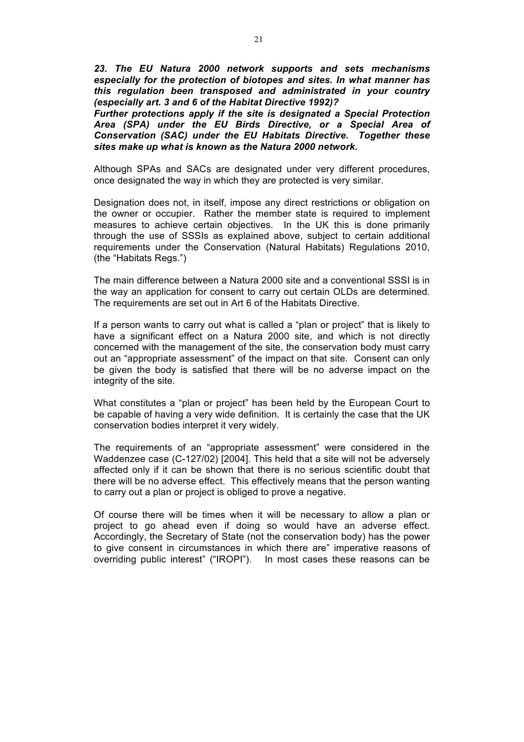***23. The EU Natura 2000 network supports and sets mechanisms especially for the protection of biotopes and sites. In what manner has this regulation been transposed and administrated in your country (especially art. 3 and 6 of the Habitat Directive 1992)?***

***Further protections apply if the site is designated a Special Protection Area (SPA) under the EU Birds Directive, or a Special Area of Conservation (SAC) under the EU Habitats Directive. Together these sites make up what is known as the Natura 2000 network.***

Although SPAs and SACs are designated under very different procedures, once designated the way in which they are protected is very similar.

Designation does not, in itself, impose any direct restrictions or obligation on the owner or occupier. Rather the member state is required to implement measures to achieve certain objectives. In the UK this is done primarily through the use of SSSIs as explained above, subject to certain additional requirements under the Conservation (Natural Habitats) Regulations 2010, (the "Habitats Regs.")

The main difference between a Natura 2000 site and a conventional SSSI is in the way an application for consent to carry out certain OLDs are determined. The requirements are set out in Art 6 of the Habitats Directive.

If a person wants to carry out what is called a "plan or project" that is likely to have a significant effect on a Natura 2000 site, and which is not directly concerned with the management of the site, the conservation body must carry out an "appropriate assessment" of the impact on that site. Consent can only be given the body is satisfied that there will be no adverse impact on the integrity of the site.

What constitutes a "plan or project" has been held by the European Court to be capable of having a very wide definition. It is certainly the case that the UK conservation bodies interpret it very widely.

The requirements of an "appropriate assessment" were considered in the Waddenzee case (C-127/02) [2004]. This held that a site will not be adversely affected only if it can be shown that there is no serious scientific doubt that there will be no adverse effect. This effectively means that the person wanting to carry out a plan or project is obliged to prove a negative.

Of course there will be times when it will be necessary to allow a plan or project to go ahead even if doing so would have an adverse effect. Accordingly, the Secretary of State (not the conservation body) has the power to give consent in circumstances in which there are" imperative reasons of overriding public interest" ("IROPI"). In most cases these reasons can be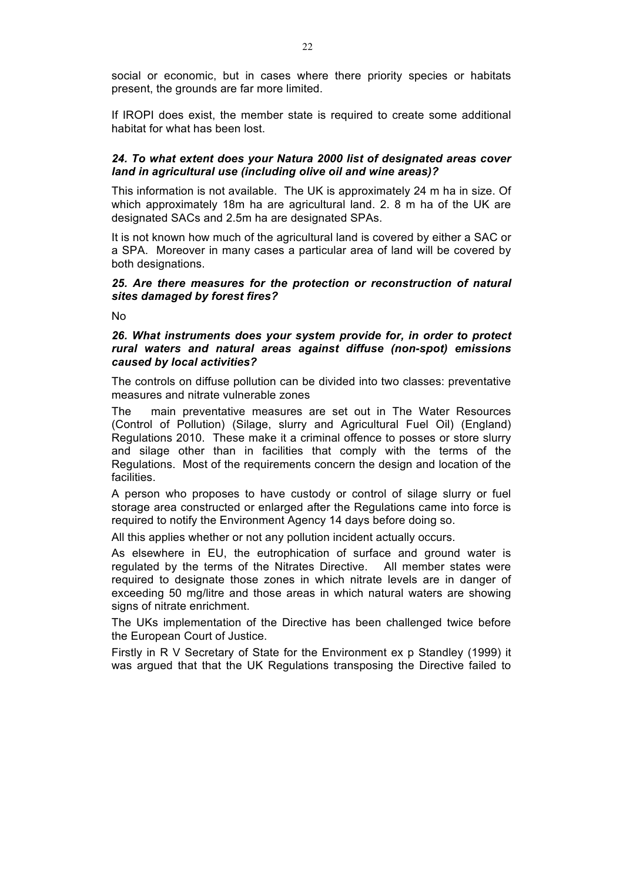social or economic, but in cases where there priority species or habitats present, the grounds are far more limited.

If IROPI does exist, the member state is required to create some additional habitat for what has been lost.

***24. To what extent does your Natura 2000 list of designated areas cover land in agricultural use (including olive oil and wine areas)?***

This information is not available. The UK is approximately 24 m ha in size. Of which approximately 18m ha are agricultural land. 2. 8 m ha of the UK are designated SACs and 2.5m ha are designated SPAs.

It is not known how much of the agricultural land is covered by either a SAC or a SPA. Moreover in many cases a particular area of land will be covered by both designations.

***25. Are there measures for the protection or reconstruction of natural sites damaged by forest fires?***

No

***26. What instruments does your system provide for, in order to protect rural waters and natural areas against diffuse (non-spot) emissions caused by local activities?***

The controls on diffuse pollution can be divided into two classes: preventative measures and nitrate vulnerable zones

The main preventative measures are set out in The Water Resources (Control of Pollution) (Silage, slurry and Agricultural Fuel Oil) (England) Regulations 2010. These make it a criminal offence to posses or store slurry and silage other than in facilities that comply with the terms of the Regulations. Most of the requirements concern the design and location of the facilities.

A person who proposes to have custody or control of silage slurry or fuel storage area constructed or enlarged after the Regulations came into force is required to notify the Environment Agency 14 days before doing so.

All this applies whether or not any pollution incident actually occurs.

As elsewhere in EU, the eutrophication of surface and ground water is regulated by the terms of the Nitrates Directive. All member states were required to designate those zones in which nitrate levels are in danger of exceeding 50 mg/litre and those areas in which natural waters are showing signs of nitrate enrichment.

The UKs implementation of the Directive has been challenged twice before the European Court of Justice.

Firstly in R V Secretary of State for the Environment ex p Standley (1999) it was argued that that the UK Regulations transposing the Directive failed to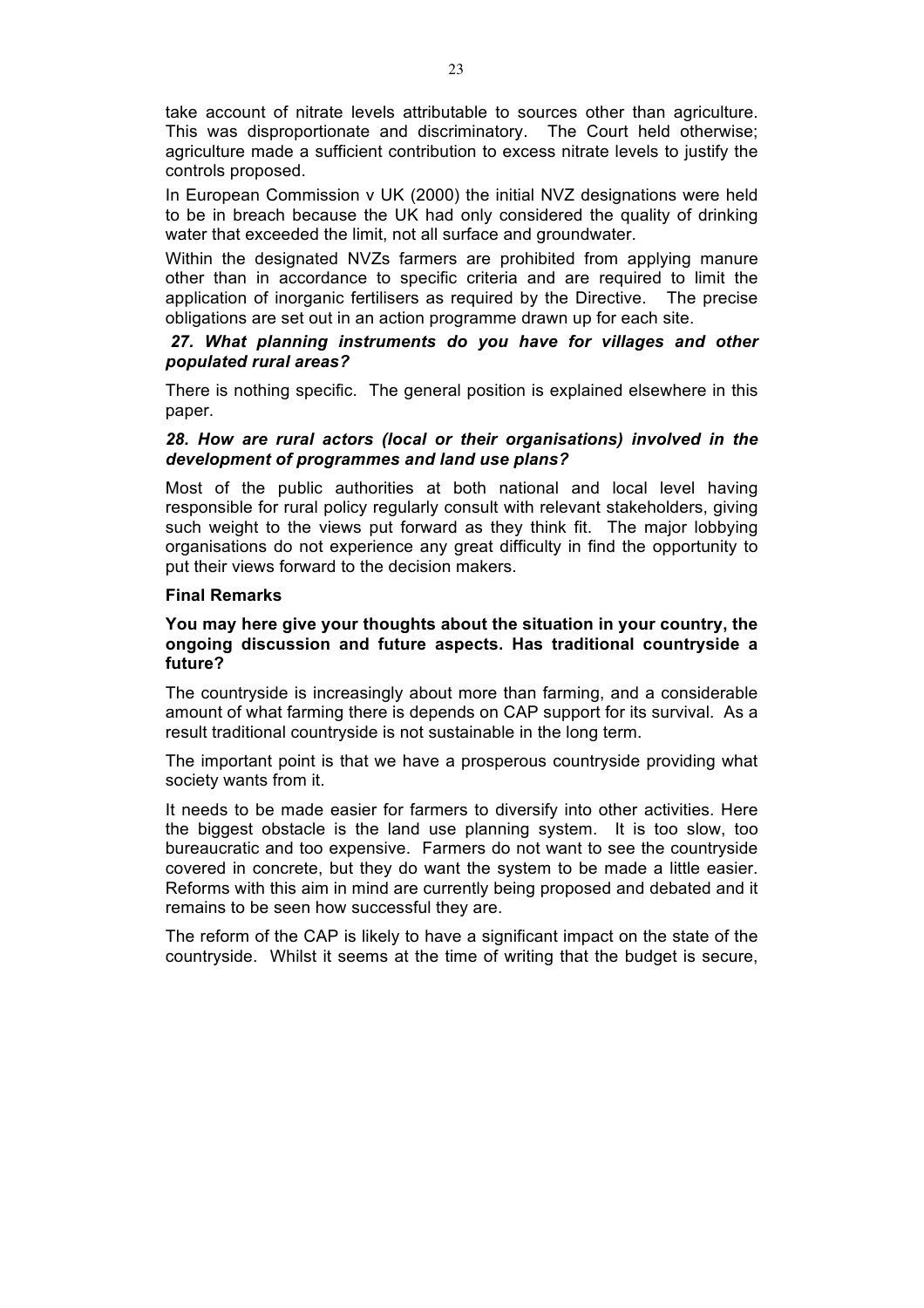take account of nitrate levels attributable to sources other than agriculture. This was disproportionate and discriminatory. The Court held otherwise; agriculture made a sufficient contribution to excess nitrate levels to justify the controls proposed.

In European Commission v UK (2000) the initial NVZ designations were held to be in breach because the UK had only considered the quality of drinking water that exceeded the limit, not all surface and groundwater.

Within the designated NVZs farmers are prohibited from applying manure other than in accordance to specific criteria and are required to limit the application of inorganic fertilisers as required by the Directive. The precise obligations are set out in an action programme drawn up for each site.

***27. What planning instruments do you have for villages and other populated rural areas?***

There is nothing specific. The general position is explained elsewhere in this paper.

***28. How are rural actors (local or their organisations) involved in the development of programmes and land use plans?***

Most of the public authorities at both national and local level having responsible for rural policy regularly consult with relevant stakeholders, giving such weight to the views put forward as they think fit. The major lobbying organisations do not experience any great difficulty in find the opportunity to put their views forward to the decision makers.

**Final Remarks**

**You may here give your thoughts about the situation in your country, the ongoing discussion and future aspects. Has traditional countryside a future?**

The countryside is increasingly about more than farming, and a considerable amount of what farming there is depends on CAP support for its survival. As a result traditional countryside is not sustainable in the long term.

The important point is that we have a prosperous countryside providing what society wants from it.

It needs to be made easier for farmers to diversify into other activities. Here the biggest obstacle is the land use planning system. It is too slow, too bureaucratic and too expensive. Farmers do not want to see the countryside covered in concrete, but they do want the system to be made a little easier. Reforms with this aim in mind are currently being proposed and debated and it remains to be seen how successful they are.

The reform of the CAP is likely to have a significant impact on the state of the countryside. Whilst it seems at the time of writing that the budget is secure,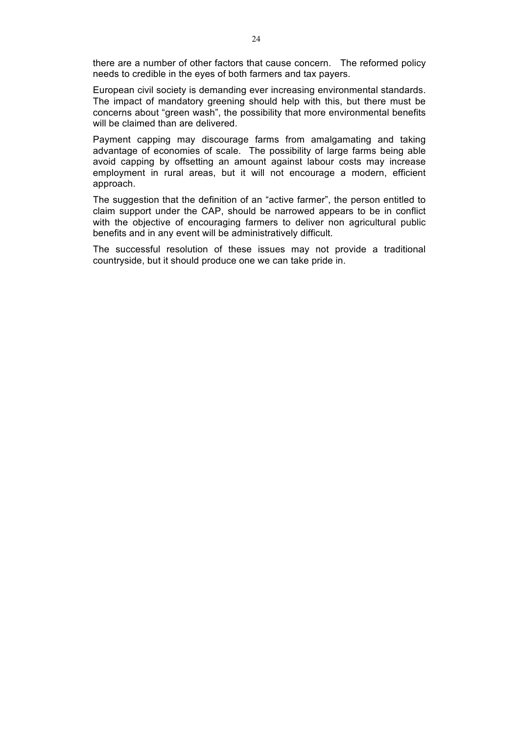there are a number of other factors that cause concern. The reformed policy needs to credible in the eyes of both farmers and tax payers.

European civil society is demanding ever increasing environmental standards. The impact of mandatory greening should help with this, but there must be concerns about "green wash", the possibility that more environmental benefits will be claimed than are delivered.

Payment capping may discourage farms from amalgamating and taking advantage of economies of scale. The possibility of large farms being able avoid capping by offsetting an amount against labour costs may increase employment in rural areas, but it will not encourage a modern, efficient approach.

The suggestion that the definition of an "active farmer", the person entitled to claim support under the CAP, should be narrowed appears to be in conflict with the objective of encouraging farmers to deliver non agricultural public benefits and in any event will be administratively difficult.

The successful resolution of these issues may not provide a traditional countryside, but it should produce one we can take pride in.